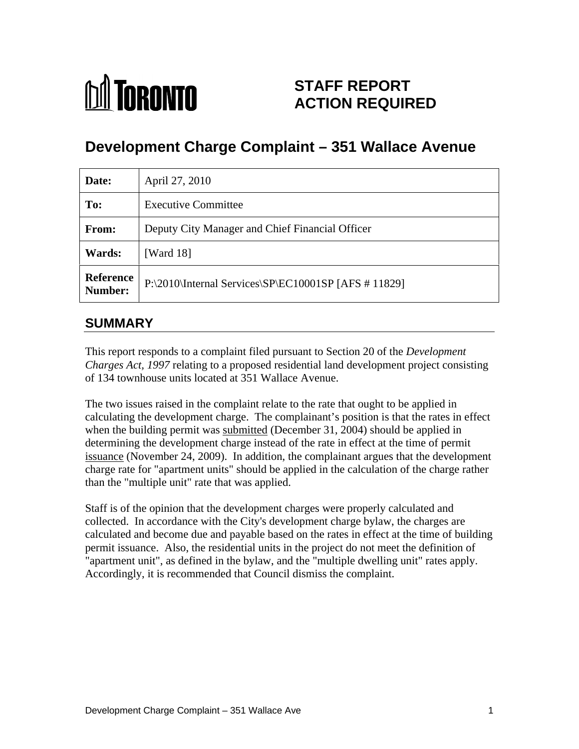TORONTO

# STAFF REPORT ACTION REQUIRED

## Development Charge Complaint – 351 Wallace Avenue

| **Date:** | April 27, 2010 |
|---|---|
| **To:** | Executive Committee |
| **From:** | Deputy City Manager and Chief Financial Officer |
| **Wards:** | [Ward 18] |
| **Reference Number:** | P:\2010\Internal Services\SP\EC10001SP [AFS # 11829] |

## SUMMARY

This report responds to a complaint filed pursuant to Section 20 of the *Development Charges Act, 1997* relating to a proposed residential land development project consisting of 134 townhouse units located at 351 Wallace Avenue.

The two issues raised in the complaint relate to the rate that ought to be applied in calculating the development charge. The complainant's position is that the rates in effect when the building permit was <u>submitted</u> (December 31, 2004) should be applied in determining the development charge instead of the rate in effect at the time of permit <u>issuance</u> (November 24, 2009). In addition, the complainant argues that the development charge rate for "apartment units" should be applied in the calculation of the charge rather than the "multiple unit" rate that was applied.

Staff is of the opinion that the development charges were properly calculated and collected. In accordance with the City's development charge bylaw, the charges are calculated and become due and payable based on the rates in effect at the time of building permit issuance. Also, the residential units in the project do not meet the definition of "apartment unit", as defined in the bylaw, and the "multiple dwelling unit" rates apply. Accordingly, it is recommended that Council dismiss the complaint.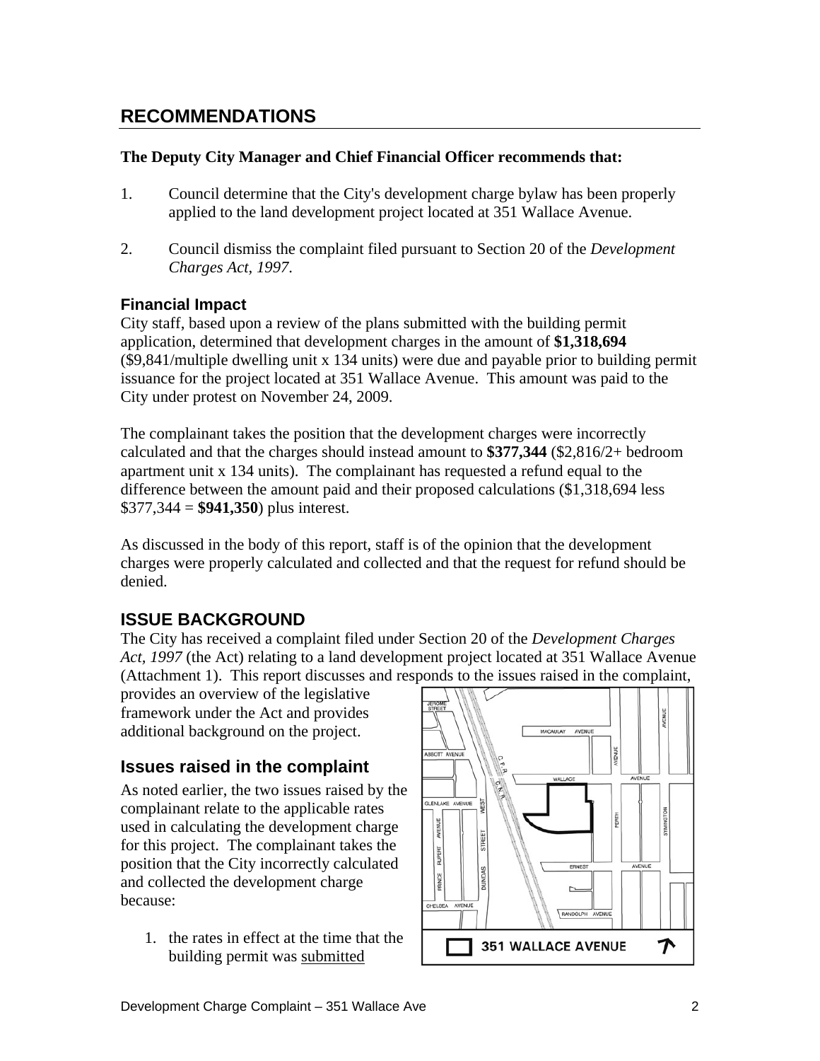## RECOMMENDATIONS

**The Deputy City Manager and Chief Financial Officer recommends that:**

1. Council determine that the City's development charge bylaw has been properly applied to the land development project located at 351 Wallace Avenue.

2. Council dismiss the complaint filed pursuant to Section 20 of the *Development Charges Act, 1997*.

### Financial Impact

City staff, based upon a review of the plans submitted with the building permit application, determined that development charges in the amount of **$1,318,694** ($9,841/multiple dwelling unit x 134 units) were due and payable prior to building permit issuance for the project located at 351 Wallace Avenue. This amount was paid to the City under protest on November 24, 2009.

The complainant takes the position that the development charges were incorrectly calculated and that the charges should instead amount to **$377,344** ($2,816/2+ bedroom apartment unit x 134 units). The complainant has requested a refund equal to the difference between the amount paid and their proposed calculations ($1,318,694 less $377,344 = **$941,350**) plus interest.

As discussed in the body of this report, staff is of the opinion that the development charges were properly calculated and collected and that the request for refund should be denied.

## ISSUE BACKGROUND

The City has received a complaint filed under Section 20 of the *Development Charges Act, 1997* (the Act) relating to a land development project located at 351 Wallace Avenue (Attachment 1). This report discusses and responds to the issues raised in the complaint, provides an overview of the legislative framework under the Act and provides additional background on the project.

### Issues raised in the complaint

As noted earlier, the two issues raised by the complainant relate to the applicable rates used in calculating the development charge for this project. The complainant takes the position that the City incorrectly calculated and collected the development charge because:

1. the rates in effect at the time that the building permit was <u>submitted</u>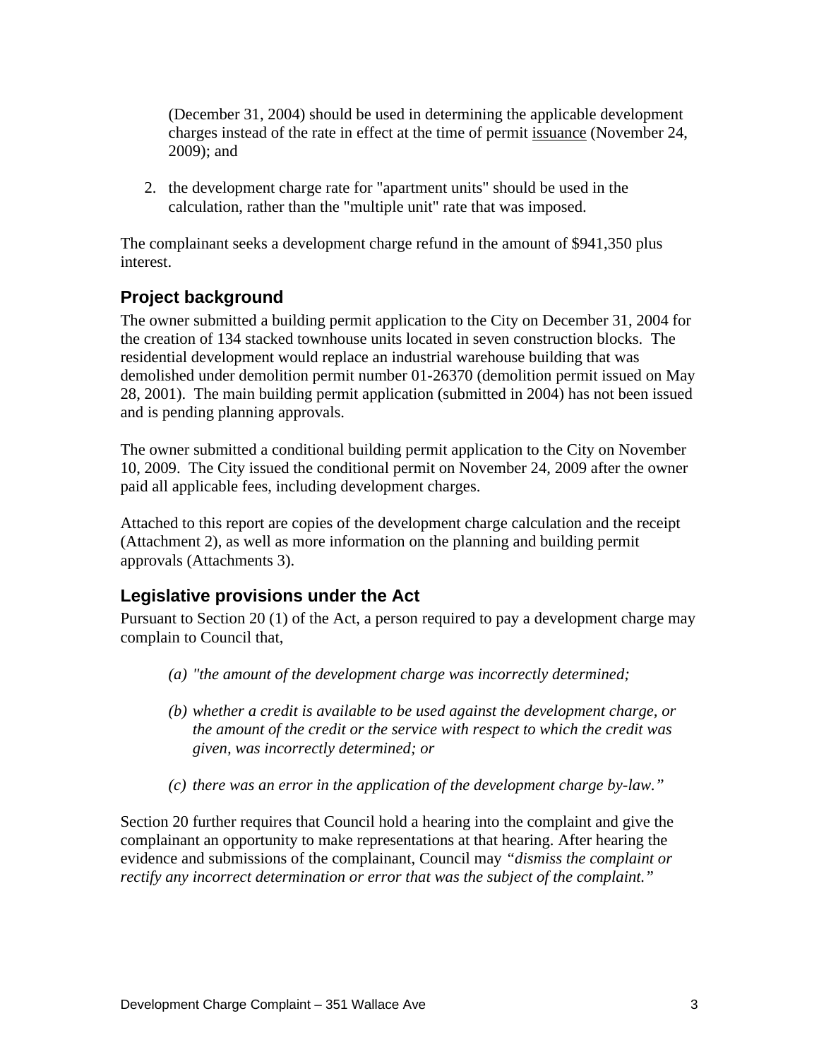(December 31, 2004) should be used in determining the applicable development charges instead of the rate in effect at the time of permit issuance (November 24, 2009); and

2. the development charge rate for "apartment units" should be used in the calculation, rather than the "multiple unit" rate that was imposed.

The complainant seeks a development charge refund in the amount of $941,350 plus interest.

## Project background

The owner submitted a building permit application to the City on December 31, 2004 for the creation of 134 stacked townhouse units located in seven construction blocks. The residential development would replace an industrial warehouse building that was demolished under demolition permit number 01-26370 (demolition permit issued on May 28, 2001). The main building permit application (submitted in 2004) has not been issued and is pending planning approvals.

The owner submitted a conditional building permit application to the City on November 10, 2009. The City issued the conditional permit on November 24, 2009 after the owner paid all applicable fees, including development charges.

Attached to this report are copies of the development charge calculation and the receipt (Attachment 2), as well as more information on the planning and building permit approvals (Attachments 3).

## Legislative provisions under the Act

Pursuant to Section 20 (1) of the Act, a person required to pay a development charge may complain to Council that,

*(a) "the amount of the development charge was incorrectly determined;*

*(b) whether a credit is available to be used against the development charge, or the amount of the credit or the service with respect to which the credit was given, was incorrectly determined; or*

*(c) there was an error in the application of the development charge by-law."*

Section 20 further requires that Council hold a hearing into the complaint and give the complainant an opportunity to make representations at that hearing. After hearing the evidence and submissions of the complainant, Council may *"dismiss the complaint or rectify any incorrect determination or error that was the subject of the complaint."*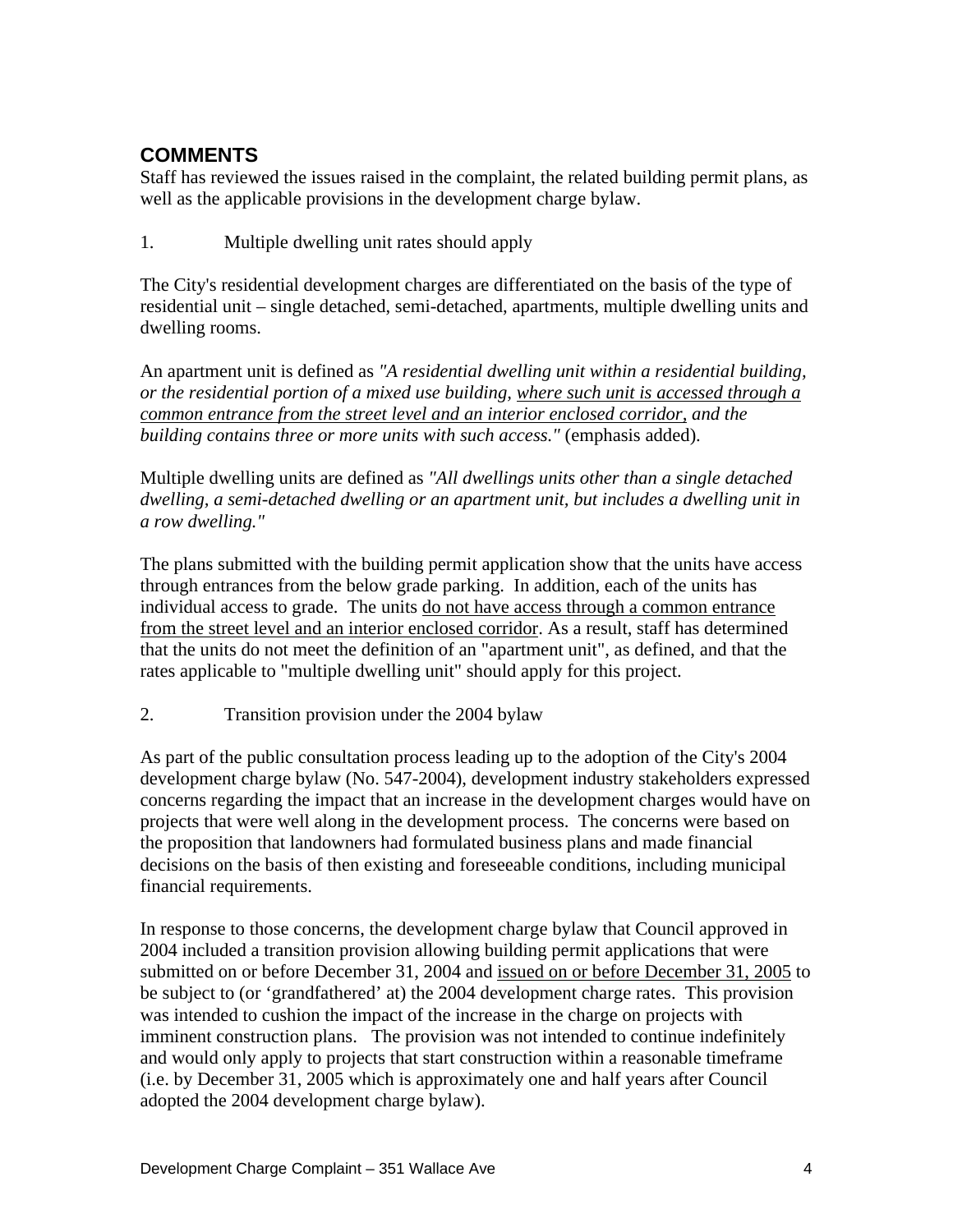## COMMENTS

Staff has reviewed the issues raised in the complaint, the related building permit plans, as well as the applicable provisions in the development charge bylaw.

1. Multiple dwelling unit rates should apply

The City's residential development charges are differentiated on the basis of the type of residential unit – single detached, semi-detached, apartments, multiple dwelling units and dwelling rooms.

An apartment unit is defined as *"A residential dwelling unit within a residential building, or the residential portion of a mixed use building, <u>where such unit is accessed through a common entrance from the street level and an interior enclosed corridor</u>, and the building contains three or more units with such access."* (emphasis added).

Multiple dwelling units are defined as *"All dwellings units other than a single detached dwelling, a semi-detached dwelling or an apartment unit, but includes a dwelling unit in a row dwelling."*

The plans submitted with the building permit application show that the units have access through entrances from the below grade parking. In addition, each of the units has individual access to grade. The units <u>do not have access through a common entrance from the street level and an interior enclosed corridor</u>. As a result, staff has determined that the units do not meet the definition of an "apartment unit", as defined, and that the rates applicable to "multiple dwelling unit" should apply for this project.

2. Transition provision under the 2004 bylaw

As part of the public consultation process leading up to the adoption of the City's 2004 development charge bylaw (No. 547-2004), development industry stakeholders expressed concerns regarding the impact that an increase in the development charges would have on projects that were well along in the development process. The concerns were based on the proposition that landowners had formulated business plans and made financial decisions on the basis of then existing and foreseeable conditions, including municipal financial requirements.

In response to those concerns, the development charge bylaw that Council approved in 2004 included a transition provision allowing building permit applications that were submitted on or before December 31, 2004 and <u>issued on or before December 31, 2005</u> to be subject to (or 'grandfathered' at) the 2004 development charge rates. This provision was intended to cushion the impact of the increase in the charge on projects with imminent construction plans. The provision was not intended to continue indefinitely and would only apply to projects that start construction within a reasonable timeframe (i.e. by December 31, 2005 which is approximately one and half years after Council adopted the 2004 development charge bylaw).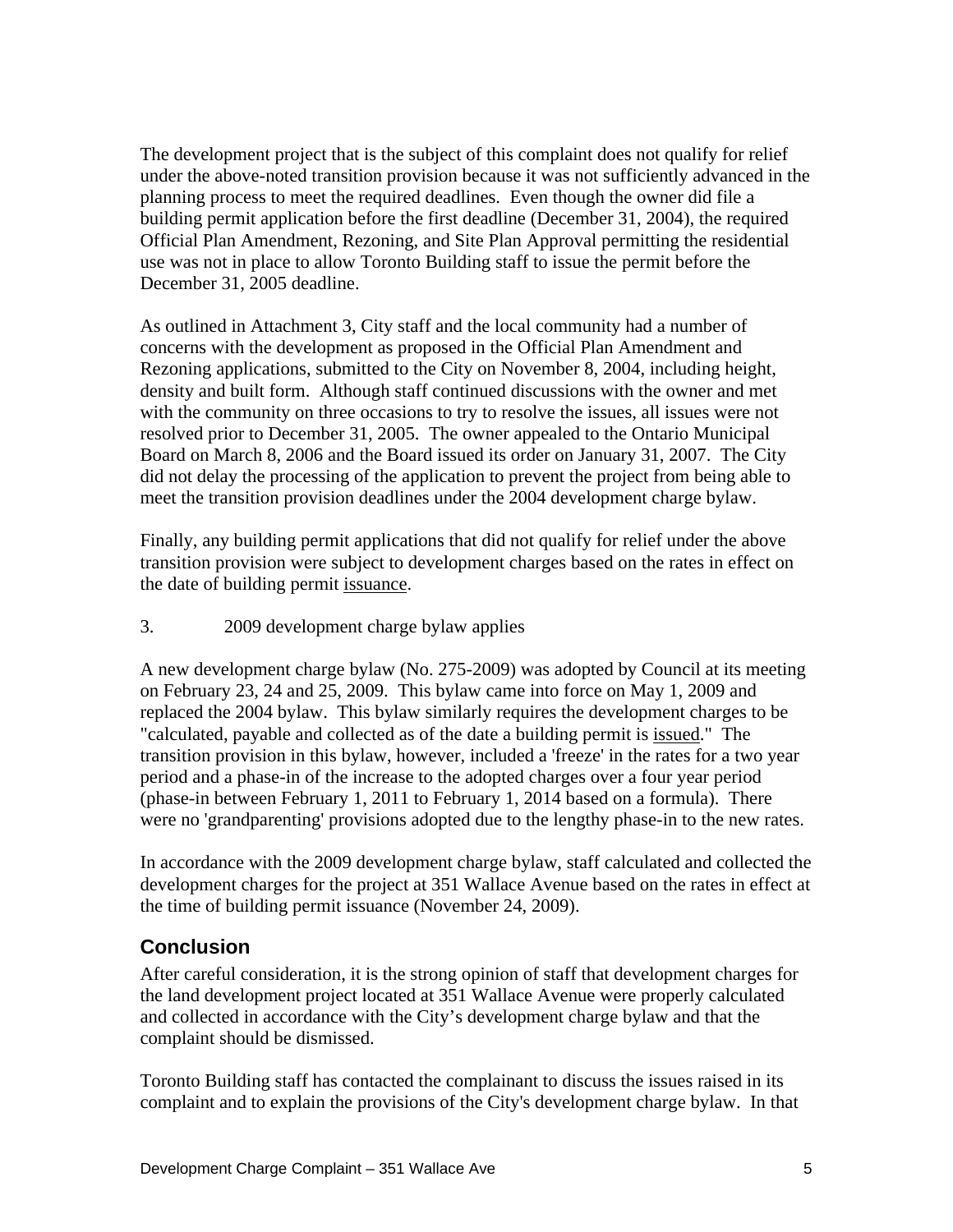The development project that is the subject of this complaint does not qualify for relief under the above-noted transition provision because it was not sufficiently advanced in the planning process to meet the required deadlines. Even though the owner did file a building permit application before the first deadline (December 31, 2004), the required Official Plan Amendment, Rezoning, and Site Plan Approval permitting the residential use was not in place to allow Toronto Building staff to issue the permit before the December 31, 2005 deadline.

As outlined in Attachment 3, City staff and the local community had a number of concerns with the development as proposed in the Official Plan Amendment and Rezoning applications, submitted to the City on November 8, 2004, including height, density and built form. Although staff continued discussions with the owner and met with the community on three occasions to try to resolve the issues, all issues were not resolved prior to December 31, 2005. The owner appealed to the Ontario Municipal Board on March 8, 2006 and the Board issued its order on January 31, 2007. The City did not delay the processing of the application to prevent the project from being able to meet the transition provision deadlines under the 2004 development charge bylaw.

Finally, any building permit applications that did not qualify for relief under the above transition provision were subject to development charges based on the rates in effect on the date of building permit <u>issuance</u>.

3. 2009 development charge bylaw applies

A new development charge bylaw (No. 275-2009) was adopted by Council at its meeting on February 23, 24 and 25, 2009. This bylaw came into force on May 1, 2009 and replaced the 2004 bylaw. This bylaw similarly requires the development charges to be "calculated, payable and collected as of the date a building permit is <u>issued</u>." The transition provision in this bylaw, however, included a 'freeze' in the rates for a two year period and a phase-in of the increase to the adopted charges over a four year period (phase-in between February 1, 2011 to February 1, 2014 based on a formula). There were no 'grandparenting' provisions adopted due to the lengthy phase-in to the new rates.

In accordance with the 2009 development charge bylaw, staff calculated and collected the development charges for the project at 351 Wallace Avenue based on the rates in effect at the time of building permit issuance (November 24, 2009).

## Conclusion

After careful consideration, it is the strong opinion of staff that development charges for the land development project located at 351 Wallace Avenue were properly calculated and collected in accordance with the City's development charge bylaw and that the complaint should be dismissed.

Toronto Building staff has contacted the complainant to discuss the issues raised in its complaint and to explain the provisions of the City's development charge bylaw. In that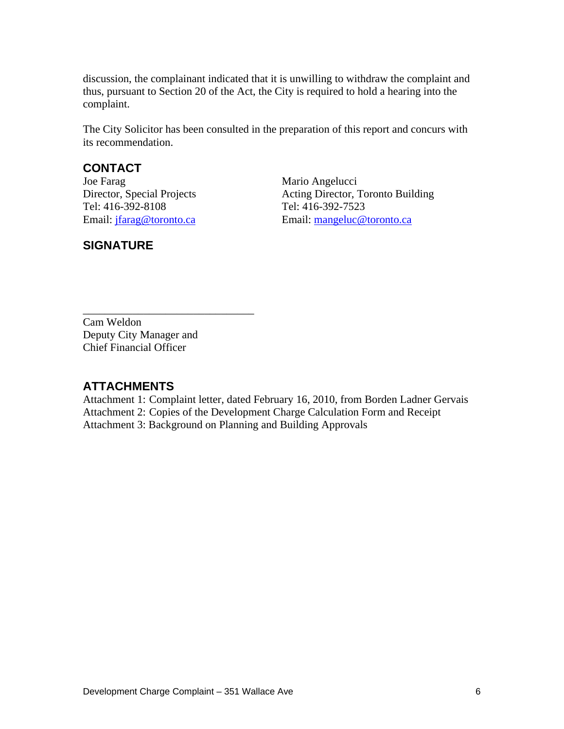discussion, the complainant indicated that it is unwilling to withdraw the complaint and thus, pursuant to Section 20 of the Act, the City is required to hold a hearing into the complaint.

The City Solicitor has been consulted in the preparation of this report and concurs with its recommendation.

## CONTACT

Joe Farag
Director, Special Projects
Tel: 416-392-8108
Email: jfarag@toronto.ca

Mario Angelucci
Acting Director, Toronto Building
Tel: 416-392-7523
Email: mangeluc@toronto.ca

## SIGNATURE

_______________________________

Cam Weldon
Deputy City Manager and
Chief Financial Officer

## ATTACHMENTS

Attachment 1: Complaint letter, dated February 16, 2010, from Borden Ladner Gervais
Attachment 2: Copies of the Development Charge Calculation Form and Receipt
Attachment 3: Background on Planning and Building Approvals